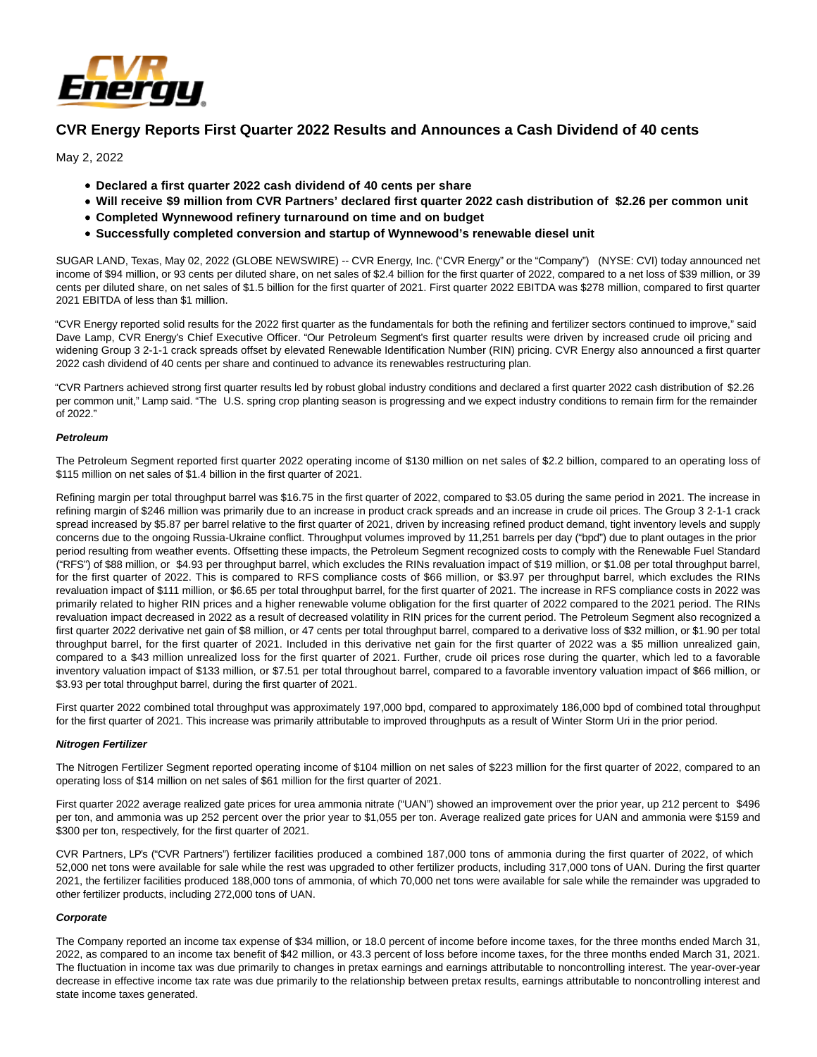# CVR Energy Reports First Quarter 2022 Results and Announces a Cash Dividend of 40 cents

May 2, 2022

- **Declared a first quarter 2022 cash dividend of 40 cents per share**
- **Will receive $9 million from CVR Partners' declared first quarter 2022 cash distribution of $2.26 per common unit**
- **Completed Wynnewood refinery turnaround on time and on budget**
- **Successfully completed conversion and startup of Wynnewood's renewable diesel unit**

SUGAR LAND, Texas, May 02, 2022 (GLOBE NEWSWIRE) -- CVR Energy, Inc. ("CVR Energy" or the "Company") (NYSE: CVI) today announced net income of $94 million, or 93 cents per diluted share, on net sales of $2.4 billion for the first quarter of 2022, compared to a net loss of $39 million, or 39 cents per diluted share, on net sales of $1.5 billion for the first quarter of 2021. First quarter 2022 EBITDA was $278 million, compared to first quarter 2021 EBITDA of less than $1 million.

"CVR Energy reported solid results for the 2022 first quarter as the fundamentals for both the refining and fertilizer sectors continued to improve," said Dave Lamp, CVR Energy's Chief Executive Officer. "Our Petroleum Segment's first quarter results were driven by increased crude oil pricing and widening Group 3 2-1-1 crack spreads offset by elevated Renewable Identification Number (RIN) pricing. CVR Energy also announced a first quarter 2022 cash dividend of 40 cents per share and continued to advance its renewables restructuring plan.

"CVR Partners achieved strong first quarter results led by robust global industry conditions and declared a first quarter 2022 cash distribution of $2.26 per common unit," Lamp said. "The U.S. spring crop planting season is progressing and we expect industry conditions to remain firm for the remainder of 2022."

**Petroleum**

The Petroleum Segment reported first quarter 2022 operating income of $130 million on net sales of $2.2 billion, compared to an operating loss of $115 million on net sales of $1.4 billion in the first quarter of 2021.

Refining margin per total throughput barrel was $16.75 in the first quarter of 2022, compared to $3.05 during the same period in 2021. The increase in refining margin of $246 million was primarily due to an increase in product crack spreads and an increase in crude oil prices. The Group 3 2-1-1 crack spread increased by $5.87 per barrel relative to the first quarter of 2021, driven by increasing refined product demand, tight inventory levels and supply concerns due to the ongoing Russia-Ukraine conflict. Throughput volumes improved by 11,251 barrels per day ("bpd") due to plant outages in the prior period resulting from weather events. Offsetting these impacts, the Petroleum Segment recognized costs to comply with the Renewable Fuel Standard ("RFS") of $88 million, or $4.93 per throughput barrel, which excludes the RINs revaluation impact of $19 million, or $1.08 per total throughput barrel, for the first quarter of 2022. This is compared to RFS compliance costs of $66 million, or $3.97 per throughput barrel, which excludes the RINs revaluation impact of $111 million, or $6.65 per total throughput barrel, for the first quarter of 2021. The increase in RFS compliance costs in 2022 was primarily related to higher RIN prices and a higher renewable volume obligation for the first quarter of 2022 compared to the 2021 period. The RINs revaluation impact decreased in 2022 as a result of decreased volatility in RIN prices for the current period. The Petroleum Segment also recognized a first quarter 2022 derivative net gain of $8 million, or 47 cents per total throughput barrel, compared to a derivative loss of $32 million, or $1.90 per total throughput barrel, for the first quarter of 2021. Included in this derivative net gain for the first quarter of 2022 was a $5 million unrealized gain, compared to a $43 million unrealized loss for the first quarter of 2021. Further, crude oil prices rose during the quarter, which led to a favorable inventory valuation impact of $133 million, or $7.51 per total throughout barrel, compared to a favorable inventory valuation impact of $66 million, or $3.93 per total throughput barrel, during the first quarter of 2021.

First quarter 2022 combined total throughput was approximately 197,000 bpd, compared to approximately 186,000 bpd of combined total throughput for the first quarter of 2021. This increase was primarily attributable to improved throughputs as a result of Winter Storm Uri in the prior period.

**Nitrogen Fertilizer**

The Nitrogen Fertilizer Segment reported operating income of $104 million on net sales of $223 million for the first quarter of 2022, compared to an operating loss of $14 million on net sales of $61 million for the first quarter of 2021.

First quarter 2022 average realized gate prices for urea ammonia nitrate ("UAN") showed an improvement over the prior year, up 212 percent to $496 per ton, and ammonia was up 252 percent over the prior year to $1,055 per ton. Average realized gate prices for UAN and ammonia were $159 and $300 per ton, respectively, for the first quarter of 2021.

CVR Partners, LP's ("CVR Partners") fertilizer facilities produced a combined 187,000 tons of ammonia during the first quarter of 2022, of which 52,000 net tons were available for sale while the rest was upgraded to other fertilizer products, including 317,000 tons of UAN. During the first quarter 2021, the fertilizer facilities produced 188,000 tons of ammonia, of which 70,000 net tons were available for sale while the remainder was upgraded to other fertilizer products, including 272,000 tons of UAN.

**Corporate**

The Company reported an income tax expense of $34 million, or 18.0 percent of income before income taxes, for the three months ended March 31, 2022, as compared to an income tax benefit of $42 million, or 43.3 percent of loss before income taxes, for the three months ended March 31, 2021. The fluctuation in income tax was due primarily to changes in pretax earnings and earnings attributable to noncontrolling interest. The year-over-year decrease in effective income tax rate was due primarily to the relationship between pretax results, earnings attributable to noncontrolling interest and state income taxes generated.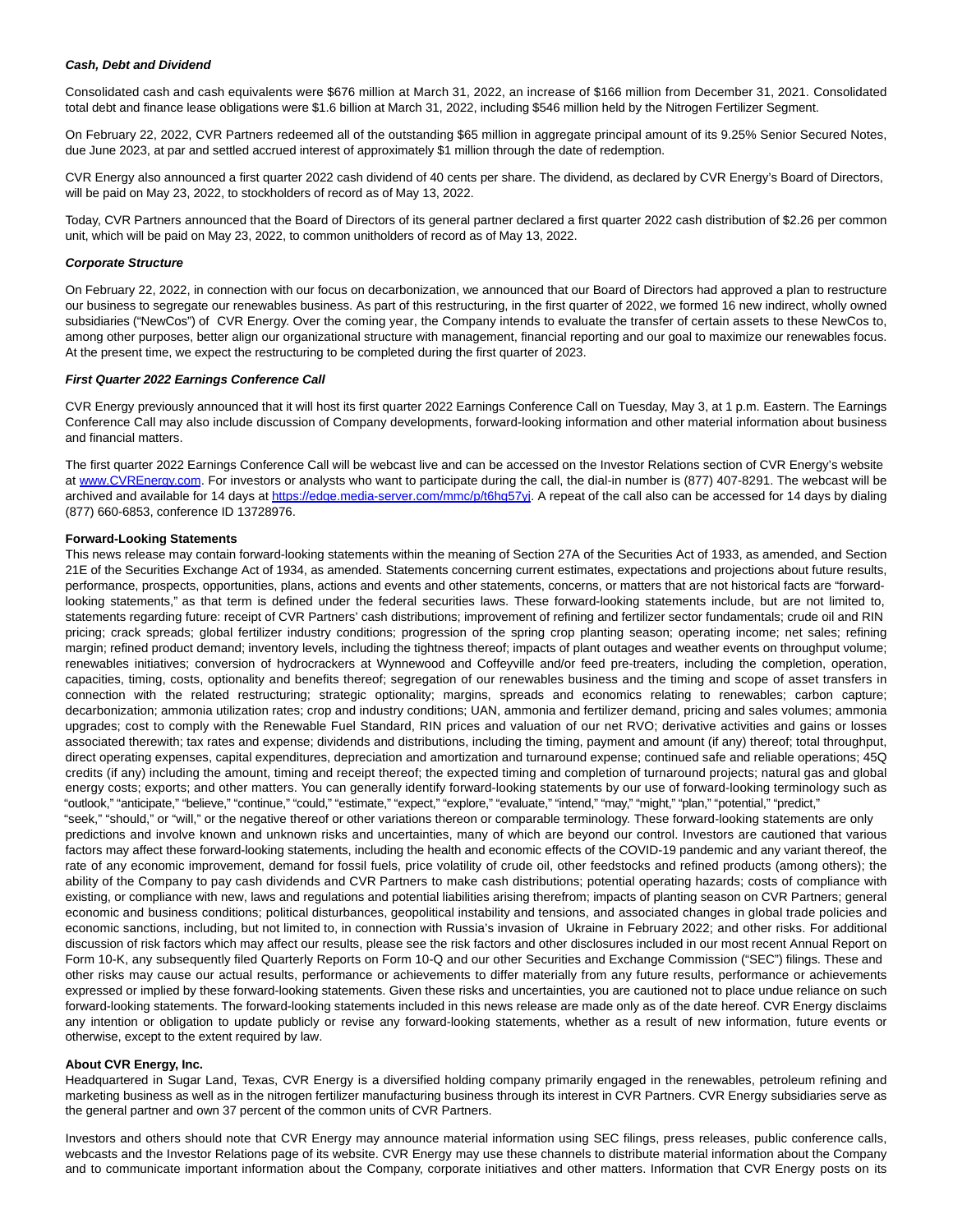***Cash, Debt and Dividend***

Consolidated cash and cash equivalents were $676 million at March 31, 2022, an increase of $166 million from December 31, 2021. Consolidated total debt and finance lease obligations were $1.6 billion at March 31, 2022, including $546 million held by the Nitrogen Fertilizer Segment.

On February 22, 2022, CVR Partners redeemed all of the outstanding $65 million in aggregate principal amount of its 9.25% Senior Secured Notes, due June 2023, at par and settled accrued interest of approximately $1 million through the date of redemption.

CVR Energy also announced a first quarter 2022 cash dividend of 40 cents per share. The dividend, as declared by CVR Energy's Board of Directors, will be paid on May 23, 2022, to stockholders of record as of May 13, 2022.

Today, CVR Partners announced that the Board of Directors of its general partner declared a first quarter 2022 cash distribution of $2.26 per common unit, which will be paid on May 23, 2022, to common unitholders of record as of May 13, 2022.

***Corporate Structure***

On February 22, 2022, in connection with our focus on decarbonization, we announced that our Board of Directors had approved a plan to restructure our business to segregate our renewables business. As part of this restructuring, in the first quarter of 2022, we formed 16 new indirect, wholly owned subsidiaries ("NewCos") of CVR Energy. Over the coming year, the Company intends to evaluate the transfer of certain assets to these NewCos to, among other purposes, better align our organizational structure with management, financial reporting and our goal to maximize our renewables focus. At the present time, we expect the restructuring to be completed during the first quarter of 2023.

***First Quarter 2022 Earnings Conference Call***

CVR Energy previously announced that it will host its first quarter 2022 Earnings Conference Call on Tuesday, May 3, at 1 p.m. Eastern. The Earnings Conference Call may also include discussion of Company developments, forward-looking information and other material information about business and financial matters.

The first quarter 2022 Earnings Conference Call will be webcast live and can be accessed on the Investor Relations section of CVR Energy's website at [www.CVREnergy.com](www.CVREnergy.com). For investors or analysts who want to participate during the call, the dial-in number is (877) 407-8291. The webcast will be archived and available for 14 days at [https://edge.media-server.com/mmc/p/t6hg57yj](https://edge.media-server.com/mmc/p/t6hg57yj). A repeat of the call also can be accessed for 14 days by dialing (877) 660-6853, conference ID 13728976.

**Forward-Looking Statements**

This news release may contain forward-looking statements within the meaning of Section 27A of the Securities Act of 1933, as amended, and Section 21E of the Securities Exchange Act of 1934, as amended. Statements concerning current estimates, expectations and projections about future results, performance, prospects, opportunities, plans, actions and events and other statements, concerns, or matters that are not historical facts are "forward-looking statements," as that term is defined under the federal securities laws. These forward-looking statements include, but are not limited to, statements regarding future: receipt of CVR Partners' cash distributions; improvement of refining and fertilizer sector fundamentals; crude oil and RIN pricing; crack spreads; global fertilizer industry conditions; progression of the spring crop planting season; operating income; net sales; refining margin; refined product demand; inventory levels, including the tightness thereof; impacts of plant outages and weather events on throughput volume; renewables initiatives; conversion of hydrocrackers at Wynnewood and Coffeyville and/or feed pre-treaters, including the completion, operation, capacities, timing, costs, optionality and benefits thereof; segregation of our renewables business and the timing and scope of asset transfers in connection with the related restructuring; strategic optionality; margins, spreads and economics relating to renewables; carbon capture; decarbonization; ammonia utilization rates; crop and industry conditions; UAN, ammonia and fertilizer demand, pricing and sales volumes; ammonia upgrades; cost to comply with the Renewable Fuel Standard, RIN prices and valuation of our net RVO; derivative activities and gains or losses associated therewith; tax rates and expense; dividends and distributions, including the timing, payment and amount (if any) thereof; total throughput, direct operating expenses, capital expenditures, depreciation and amortization and turnaround expense; continued safe and reliable operations; 45Q credits (if any) including the amount, timing and receipt thereof; the expected timing and completion of turnaround projects; natural gas and global energy costs; exports; and other matters. You can generally identify forward-looking statements by our use of forward-looking terminology such as "outlook," "anticipate," "believe," "continue," "could," "estimate," "expect," "explore," "evaluate," "intend," "may," "might," "plan," "potential," "predict," "seek," "should," or "will," or the negative thereof or other variations thereon or comparable terminology. These forward-looking statements are only predictions and involve known and unknown risks and uncertainties, many of which are beyond our control. Investors are cautioned that various factors may affect these forward-looking statements, including the health and economic effects of the COVID-19 pandemic and any variant thereof, the rate of any economic improvement, demand for fossil fuels, price volatility of crude oil, other feedstocks and refined products (among others); the ability of the Company to pay cash dividends and CVR Partners to make cash distributions; potential operating hazards; costs of compliance with existing, or compliance with new, laws and regulations and potential liabilities arising therefrom; impacts of planting season on CVR Partners; general economic and business conditions; political disturbances, geopolitical instability and tensions, and associated changes in global trade policies and economic sanctions, including, but not limited to, in connection with Russia's invasion of Ukraine in February 2022; and other risks. For additional discussion of risk factors which may affect our results, please see the risk factors and other disclosures included in our most recent Annual Report on Form 10-K, any subsequently filed Quarterly Reports on Form 10-Q and our other Securities and Exchange Commission ("SEC") filings. These and other risks may cause our actual results, performance or achievements to differ materially from any future results, performance or achievements expressed or implied by these forward-looking statements. Given these risks and uncertainties, you are cautioned not to place undue reliance on such forward-looking statements. The forward-looking statements included in this news release are made only as of the date hereof. CVR Energy disclaims any intention or obligation to update publicly or revise any forward-looking statements, whether as a result of new information, future events or otherwise, except to the extent required by law.

**About CVR Energy, Inc.**

Headquartered in Sugar Land, Texas, CVR Energy is a diversified holding company primarily engaged in the renewables, petroleum refining and marketing business as well as in the nitrogen fertilizer manufacturing business through its interest in CVR Partners. CVR Energy subsidiaries serve as the general partner and own 37 percent of the common units of CVR Partners.

Investors and others should note that CVR Energy may announce material information using SEC filings, press releases, public conference calls, webcasts and the Investor Relations page of its website. CVR Energy may use these channels to distribute material information about the Company and to communicate important information about the Company, corporate initiatives and other matters. Information that CVR Energy posts on its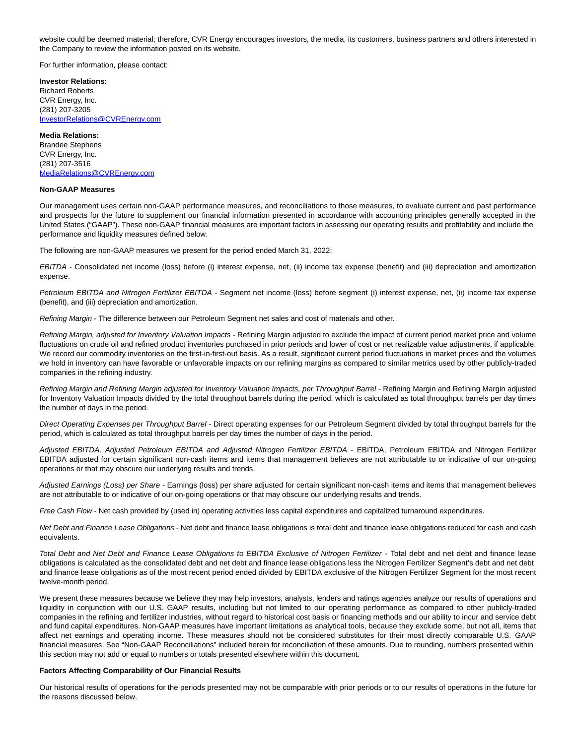website could be deemed material; therefore, CVR Energy encourages investors, the media, its customers, business partners and others interested in the Company to review the information posted on its website.

For further information, please contact:

**Investor Relations:**
Richard Roberts
CVR Energy, Inc.
(281) 207-3205
InvestorRelations@CVREnergy.com

**Media Relations:**
Brandee Stephens
CVR Energy, Inc.
(281) 207-3516
MediaRelations@CVREnergy.com

**Non-GAAP Measures**

Our management uses certain non-GAAP performance measures, and reconciliations to those measures, to evaluate current and past performance and prospects for the future to supplement our financial information presented in accordance with accounting principles generally accepted in the United States ("GAAP"). These non-GAAP financial measures are important factors in assessing our operating results and profitability and include the performance and liquidity measures defined below.

The following are non-GAAP measures we present for the period ended March 31, 2022:

*EBITDA* - Consolidated net income (loss) before (i) interest expense, net, (ii) income tax expense (benefit) and (iii) depreciation and amortization expense.

*Petroleum EBITDA and Nitrogen Fertilizer EBITDA* - Segment net income (loss) before segment (i) interest expense, net, (ii) income tax expense (benefit), and (iii) depreciation and amortization.

*Refining Margin* - The difference between our Petroleum Segment net sales and cost of materials and other.

*Refining Margin, adjusted for Inventory Valuation Impacts* - Refining Margin adjusted to exclude the impact of current period market price and volume fluctuations on crude oil and refined product inventories purchased in prior periods and lower of cost or net realizable value adjustments, if applicable. We record our commodity inventories on the first-in-first-out basis. As a result, significant current period fluctuations in market prices and the volumes we hold in inventory can have favorable or unfavorable impacts on our refining margins as compared to similar metrics used by other publicly-traded companies in the refining industry.

*Refining Margin and Refining Margin adjusted for Inventory Valuation Impacts, per Throughput Barrel* - Refining Margin and Refining Margin adjusted for Inventory Valuation Impacts divided by the total throughput barrels during the period, which is calculated as total throughput barrels per day times the number of days in the period.

*Direct Operating Expenses per Throughput Barrel* - Direct operating expenses for our Petroleum Segment divided by total throughput barrels for the period, which is calculated as total throughput barrels per day times the number of days in the period.

*Adjusted EBITDA, Adjusted Petroleum EBITDA and Adjusted Nitrogen Fertilizer EBITDA* - EBITDA, Petroleum EBITDA and Nitrogen Fertilizer EBITDA adjusted for certain significant non-cash items and items that management believes are not attributable to or indicative of our on-going operations or that may obscure our underlying results and trends.

*Adjusted Earnings (Loss) per Share* - Earnings (loss) per share adjusted for certain significant non-cash items and items that management believes are not attributable to or indicative of our on-going operations or that may obscure our underlying results and trends.

*Free Cash Flow* - Net cash provided by (used in) operating activities less capital expenditures and capitalized turnaround expenditures.

*Net Debt and Finance Lease Obligations* - Net debt and finance lease obligations is total debt and finance lease obligations reduced for cash and cash equivalents.

*Total Debt and Net Debt and Finance Lease Obligations to EBITDA Exclusive of Nitrogen Fertilizer* - Total debt and net debt and finance lease obligations is calculated as the consolidated debt and net debt and finance lease obligations less the Nitrogen Fertilizer Segment's debt and net debt and finance lease obligations as of the most recent period ended divided by EBITDA exclusive of the Nitrogen Fertilizer Segment for the most recent twelve-month period.

We present these measures because we believe they may help investors, analysts, lenders and ratings agencies analyze our results of operations and liquidity in conjunction with our U.S. GAAP results, including but not limited to our operating performance as compared to other publicly-traded companies in the refining and fertilizer industries, without regard to historical cost basis or financing methods and our ability to incur and service debt and fund capital expenditures. Non-GAAP measures have important limitations as analytical tools, because they exclude some, but not all, items that affect net earnings and operating income. These measures should not be considered substitutes for their most directly comparable U.S. GAAP financial measures. See "Non-GAAP Reconciliations" included herein for reconciliation of these amounts. Due to rounding, numbers presented within this section may not add or equal to numbers or totals presented elsewhere within this document.

**Factors Affecting Comparability of Our Financial Results**

Our historical results of operations for the periods presented may not be comparable with prior periods or to our results of operations in the future for the reasons discussed below.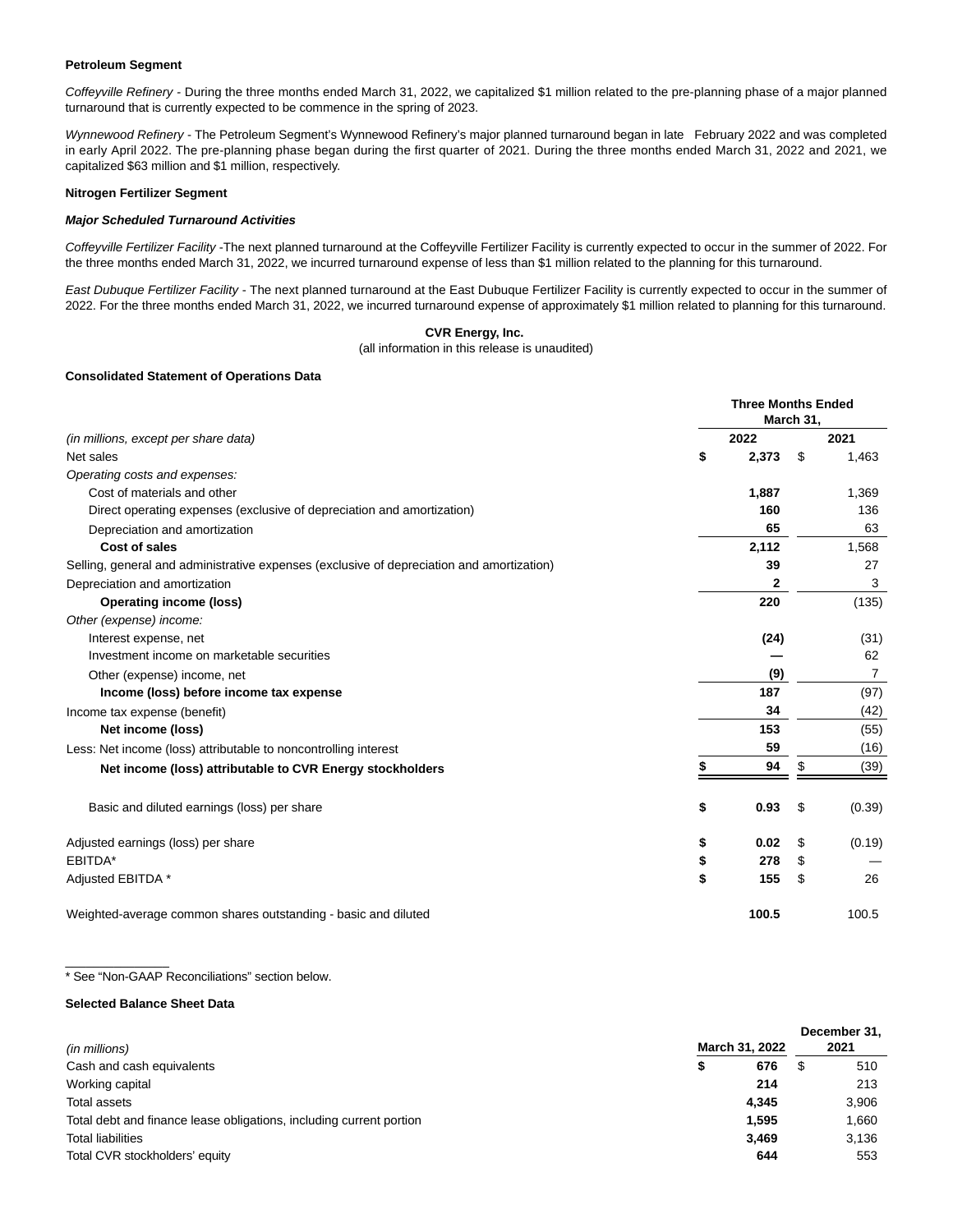**Petroleum Segment**

*Coffeyville Refinery* - During the three months ended March 31, 2022, we capitalized $1 million related to the pre-planning phase of a major planned turnaround that is currently expected to be commence in the spring of 2023.

*Wynnewood Refinery* - The Petroleum Segment's Wynnewood Refinery's major planned turnaround began in late February 2022 and was completed in early April 2022. The pre-planning phase began during the first quarter of 2021. During the three months ended March 31, 2022 and 2021, we capitalized $63 million and $1 million, respectively.

**Nitrogen Fertilizer Segment**

***Major Scheduled Turnaround Activities***

*Coffeyville Fertilizer Facility* -The next planned turnaround at the Coffeyville Fertilizer Facility is currently expected to occur in the summer of 2022. For the three months ended March 31, 2022, we incurred turnaround expense of less than $1 million related to the planning for this turnaround.

*East Dubuque Fertilizer Facility* - The next planned turnaround at the East Dubuque Fertilizer Facility is currently expected to occur in the summer of 2022. For the three months ended March 31, 2022, we incurred turnaround expense of approximately $1 million related to planning for this turnaround.

**CVR Energy, Inc.**

(all information in this release is unaudited)

**Consolidated Statement of Operations Data**

| | Three Months Ended March 31, | |
|---|---|---|
| *(in millions, except per share data)* | **2022** | **2021** |
| Net sales | **$ 2,373** | $ 1,463 |
| *Operating costs and expenses:* | | |
| Cost of materials and other | **1,887** | 1,369 |
| Direct operating expenses (exclusive of depreciation and amortization) | **160** | 136 |
| Depreciation and amortization | **65** | 63 |
| **Cost of sales** | **2,112** | 1,568 |
| Selling, general and administrative expenses (exclusive of depreciation and amortization) | **39** | 27 |
| Depreciation and amortization | **2** | 3 |
| **Operating income (loss)** | **220** | (135) |
| *Other (expense) income:* | | |
| Interest expense, net | **(24)** | (31) |
| Investment income on marketable securities | **—** | 62 |
| Other (expense) income, net | **(9)** | 7 |
| **Income (loss) before income tax expense** | **187** | (97) |
| Income tax expense (benefit) | **34** | (42) |
| **Net income (loss)** | **153** | (55) |
| Less: Net income (loss) attributable to noncontrolling interest | **59** | (16) |
| **Net income (loss) attributable to CVR Energy stockholders** | **$ 94** | $ (39) |
| | | |
| Basic and diluted earnings (loss) per share | **$ 0.93** | $ (0.39) |
| | | |
| Adjusted earnings (loss) per share | **$ 0.02** | $ (0.19) |
| EBITDA* | **$ 278** | $ — |
| Adjusted EBITDA * | **$ 155** | $ 26 |
| | | |
| Weighted-average common shares outstanding - basic and diluted | **100.5** | 100.5 |

* See "Non-GAAP Reconciliations" section below.

**Selected Balance Sheet Data**

| *(in millions)* | **March 31, 2022** | **December 31, 2021** |
|---|---|---|
| Cash and cash equivalents | **$ 676** | $ 510 |
| Working capital | **214** | 213 |
| Total assets | **4,345** | 3,906 |
| Total debt and finance lease obligations, including current portion | **1,595** | 1,660 |
| Total liabilities | **3,469** | 3,136 |
| Total CVR stockholders' equity | **644** | 553 |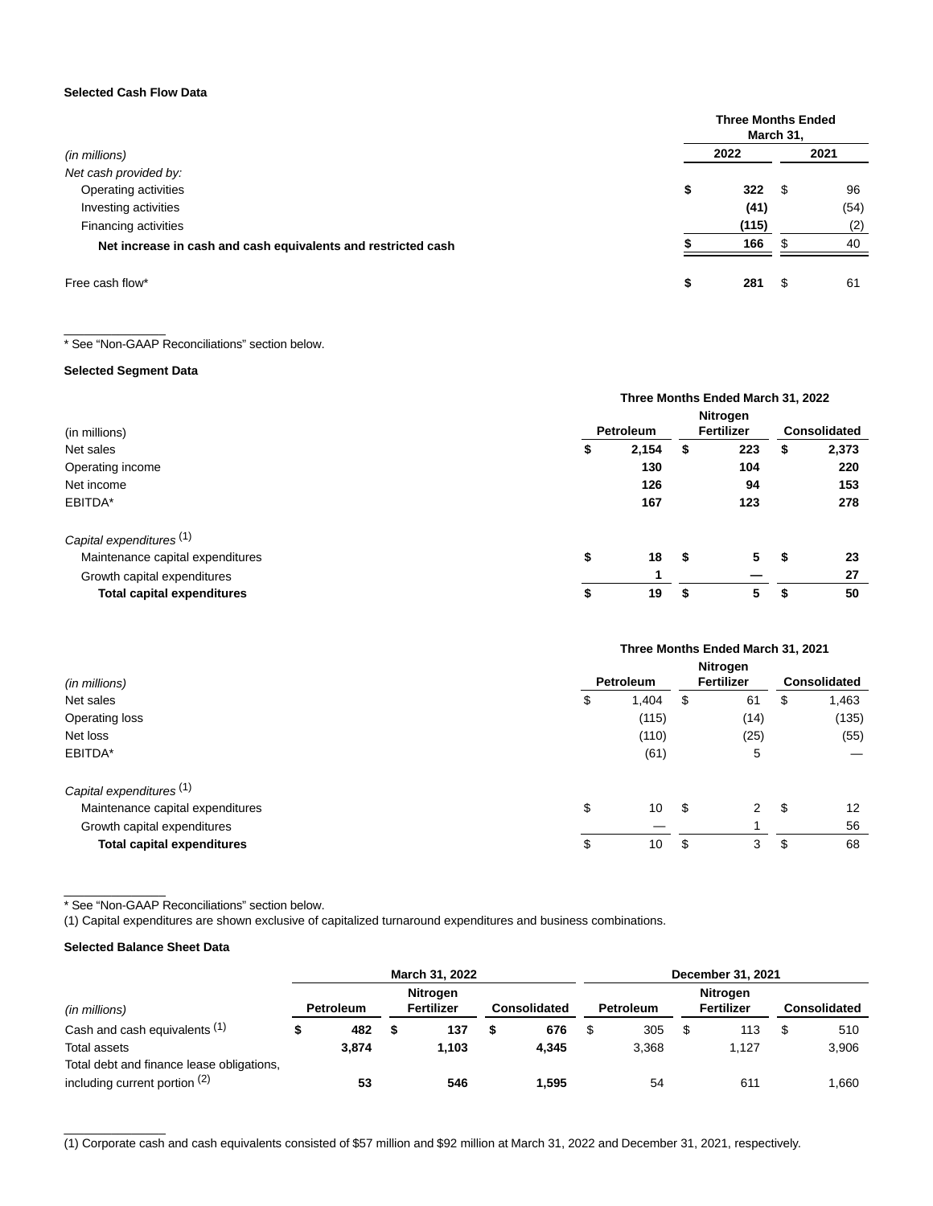**Selected Cash Flow Data**

| *(in millions)* | Three Months Ended March 31, 2022 | Three Months Ended March 31, 2021 |
|---|---|---|
| *Net cash provided by:* | | |
| Operating activities | **$ 322** | $ 96 |
| Investing activities | **(41)** | (54) |
| Financing activities | **(115)** | (2) |
| **Net increase in cash and cash equivalents and restricted cash** | **$ 166** | $ 40 |
| Free cash flow* | **$ 281** | $ 61 |

* See "Non-GAAP Reconciliations" section below.

**Selected Segment Data**

| (in millions) | Three Months Ended March 31, 2022 Petroleum | Nitrogen Fertilizer | Consolidated |
|---|---|---|---|
| Net sales | **$ 2,154** | **$ 223** | **$ 2,373** |
| Operating income | **130** | **104** | **220** |
| Net income | **126** | **94** | **153** |
| EBITDA* | **167** | **123** | **278** |
| *Capital expenditures* (1) | | | |
| Maintenance capital expenditures | **$ 18** | **$ 5** | **$ 23** |
| Growth capital expenditures | **1** | **—** | **27** |
| **Total capital expenditures** | **$ 19** | **$ 5** | **$ 50** |

| *(in millions)* | Three Months Ended March 31, 2021 Petroleum | Nitrogen Fertilizer | Consolidated |
|---|---|---|---|
| Net sales | $ 1,404 | $ 61 | $ 1,463 |
| Operating loss | (115) | (14) | (135) |
| Net loss | (110) | (25) | (55) |
| EBITDA* | (61) | 5 | — |
| *Capital expenditures* (1) | | | |
| Maintenance capital expenditures | $ 10 | $ 2 | $ 12 |
| Growth capital expenditures | — | 1 | 56 |
| **Total capital expenditures** | $ 10 | $ 3 | $ 68 |

* See "Non-GAAP Reconciliations" section below.
(1) Capital expenditures are shown exclusive of capitalized turnaround expenditures and business combinations.

**Selected Balance Sheet Data**

| *(in millions)* | March 31, 2022 | | | December 31, 2021 | | |
|---|---|---|---|---|---|---|
| | Petroleum | Nitrogen Fertilizer | Consolidated | Petroleum | Nitrogen Fertilizer | Consolidated |
| Cash and cash equivalents (1) | **$ 482** | **$ 137** | **$ 676** | $ 305 | $ 113 | $ 510 |
| Total assets | **3,874** | **1,103** | **4,345** | 3,368 | 1,127 | 3,906 |
| Total debt and finance lease obligations, including current portion (2) | **53** | **546** | **1,595** | 54 | 611 | 1,660 |

(1) Corporate cash and cash equivalents consisted of $57 million and $92 million at March 31, 2022 and December 31, 2021, respectively.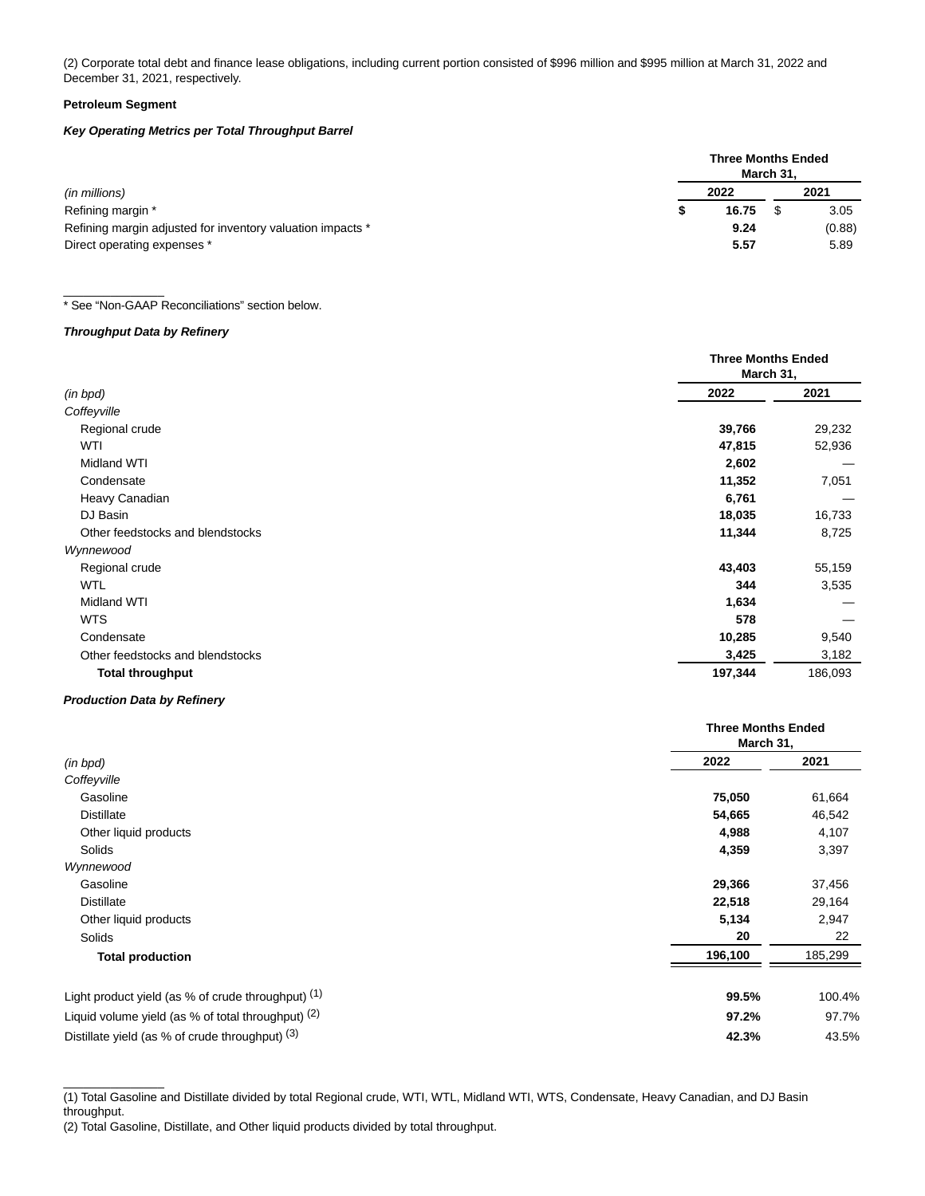(2) Corporate total debt and finance lease obligations, including current portion consisted of $996 million and $995 million at March 31, 2022 and December 31, 2021, respectively.

**Petroleum Segment**

***Key Operating Metrics per Total Throughput Barrel***

| | Three Months Ended March 31, | |
|---|---|---|
| *(in millions)* | **2022** | **2021** |
| Refining margin * | **$ 16.75** | $ 3.05 |
| Refining margin adjusted for inventory valuation impacts * | **9.24** | (0.88) |
| Direct operating expenses * | **5.57** | 5.89 |

\* See "Non-GAAP Reconciliations" section below.

***Throughput Data by Refinery***

| | Three Months Ended March 31, | |
|---|---|---|
| *(in bpd)* | **2022** | **2021** |
| *Coffeyville* | | |
| Regional crude | **39,766** | 29,232 |
| WTI | **47,815** | 52,936 |
| Midland WTI | **2,602** | — |
| Condensate | **11,352** | 7,051 |
| Heavy Canadian | **6,761** | — |
| DJ Basin | **18,035** | 16,733 |
| Other feedstocks and blendstocks | **11,344** | 8,725 |
| *Wynnewood* | | |
| Regional crude | **43,403** | 55,159 |
| WTL | **344** | 3,535 |
| Midland WTI | **1,634** | — |
| WTS | **578** | — |
| Condensate | **10,285** | 9,540 |
| Other feedstocks and blendstocks | **3,425** | 3,182 |
| **Total throughput** | **197,344** | 186,093 |

***Production Data by Refinery***

| | Three Months Ended March 31, | |
|---|---|---|
| *(in bpd)* | **2022** | **2021** |
| *Coffeyville* | | |
| Gasoline | **75,050** | 61,664 |
| Distillate | **54,665** | 46,542 |
| Other liquid products | **4,988** | 4,107 |
| Solids | **4,359** | 3,397 |
| *Wynnewood* | | |
| Gasoline | **29,366** | 37,456 |
| Distillate | **22,518** | 29,164 |
| Other liquid products | **5,134** | 2,947 |
| Solids | **20** | 22 |
| **Total production** | **196,100** | 185,299 |
| | | |
| Light product yield (as % of crude throughput) (1) | **99.5%** | 100.4% |
| Liquid volume yield (as % of total throughput) (2) | **97.2%** | 97.7% |
| Distillate yield (as % of crude throughput) (3) | **42.3%** | 43.5% |

(1) Total Gasoline and Distillate divided by total Regional crude, WTI, WTL, Midland WTI, WTS, Condensate, Heavy Canadian, and DJ Basin throughput.

(2) Total Gasoline, Distillate, and Other liquid products divided by total throughput.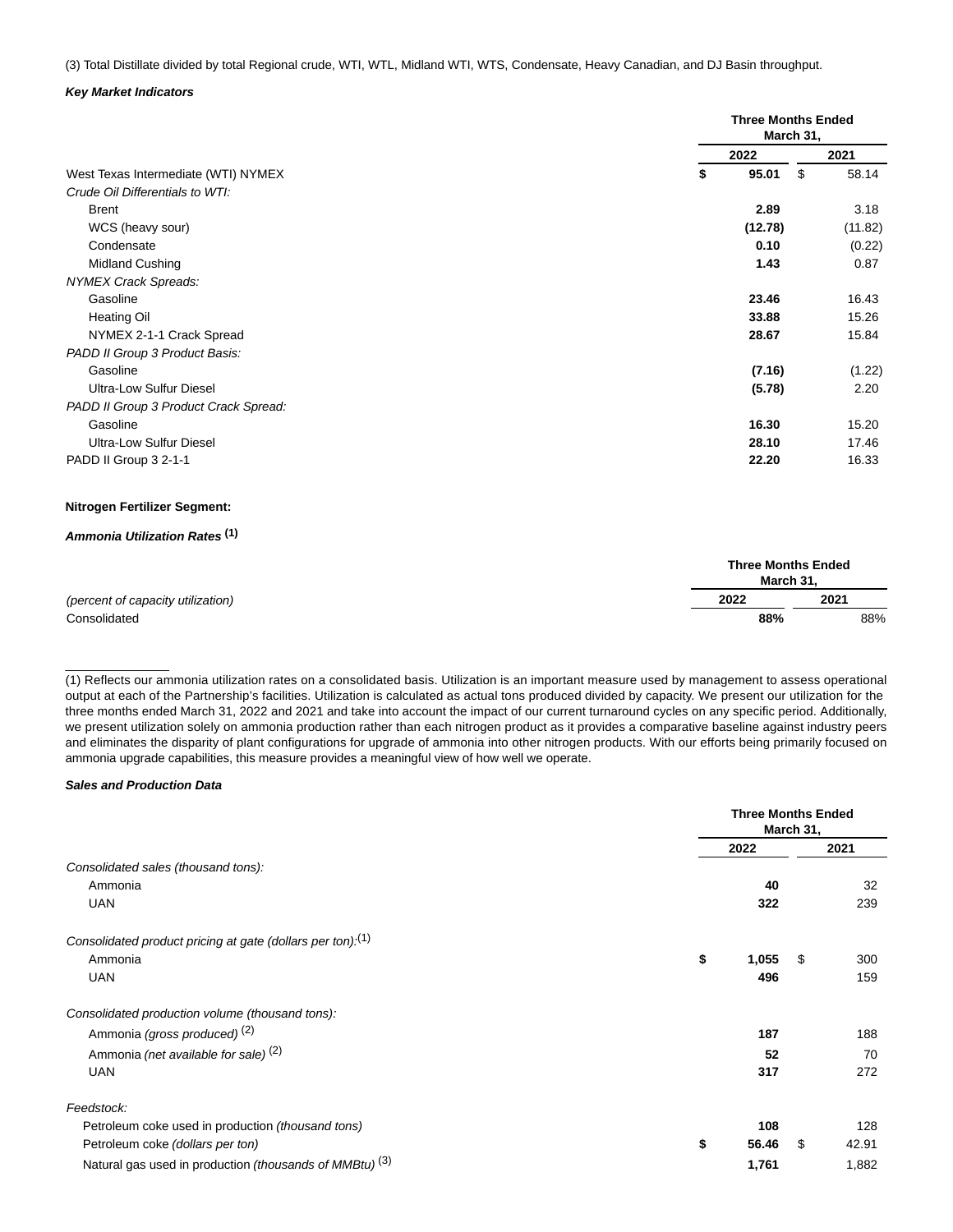(3) Total Distillate divided by total Regional crude, WTI, WTL, Midland WTI, WTS, Condensate, Heavy Canadian, and DJ Basin throughput.

***Key Market Indicators***

| | Three Months Ended March 31, | |
|---|---|---|
| | **2022** | **2021** |
| West Texas Intermediate (WTI) NYMEX | **$ 95.01** | $ 58.14 |
| *Crude Oil Differentials to WTI:* | | |
| Brent | **2.89** | 3.18 |
| WCS (heavy sour) | **(12.78)** | (11.82) |
| Condensate | **0.10** | (0.22) |
| Midland Cushing | **1.43** | 0.87 |
| *NYMEX Crack Spreads:* | | |
| Gasoline | **23.46** | 16.43 |
| Heating Oil | **33.88** | 15.26 |
| NYMEX 2-1-1 Crack Spread | **28.67** | 15.84 |
| *PADD II Group 3 Product Basis:* | | |
| Gasoline | **(7.16)** | (1.22) |
| Ultra-Low Sulfur Diesel | **(5.78)** | 2.20 |
| *PADD II Group 3 Product Crack Spread:* | | |
| Gasoline | **16.30** | 15.20 |
| Ultra-Low Sulfur Diesel | **28.10** | 17.46 |
| PADD II Group 3 2-1-1 | **22.20** | 16.33 |

**Nitrogen Fertilizer Segment:**

***Ammonia Utilization Rates*** **(1)**

| | Three Months Ended March 31, | |
|---|---|---|
| *(percent of capacity utilization)* | **2022** | **2021** |
| Consolidated | **88%** | 88% |

(1) Reflects our ammonia utilization rates on a consolidated basis. Utilization is an important measure used by management to assess operational output at each of the Partnership's facilities. Utilization is calculated as actual tons produced divided by capacity. We present our utilization for the three months ended March 31, 2022 and 2021 and take into account the impact of our current turnaround cycles on any specific period. Additionally, we present utilization solely on ammonia production rather than each nitrogen product as it provides a comparative baseline against industry peers and eliminates the disparity of plant configurations for upgrade of ammonia into other nitrogen products. With our efforts being primarily focused on ammonia upgrade capabilities, this measure provides a meaningful view of how well we operate.

***Sales and Production Data***

| | Three Months Ended March 31, | |
|---|---|---|
| | **2022** | **2021** |
| *Consolidated sales (thousand tons):* | | |
| Ammonia | **40** | 32 |
| UAN | **322** | 239 |
| *Consolidated product pricing at gate (dollars per ton):* (1) | | |
| Ammonia | **$ 1,055** | $ 300 |
| UAN | **496** | 159 |
| *Consolidated production volume (thousand tons):* | | |
| Ammonia *(gross produced)* (2) | **187** | 188 |
| Ammonia *(net available for sale)* (2) | **52** | 70 |
| UAN | **317** | 272 |
| *Feedstock:* | | |
| Petroleum coke used in production *(thousand tons)* | **108** | 128 |
| Petroleum coke *(dollars per ton)* | **$ 56.46** | $ 42.91 |
| Natural gas used in production *(thousands of MMBtu)* (3) | **1,761** | 1,882 |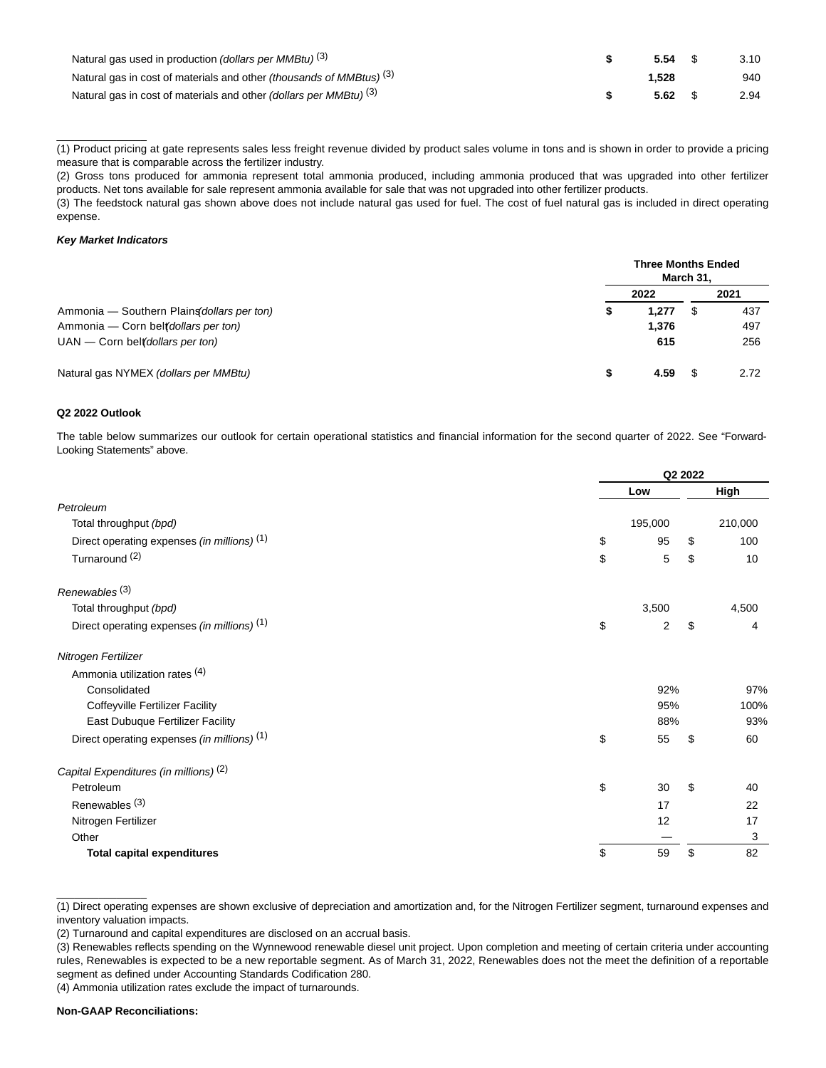| | | |
|---|---|---|
| Natural gas used in production *(dollars per MMBtu)* (3) | **$ 5.54** | $ 3.10 |
| Natural gas in cost of materials and other *(thousands of MMBtus)* (3) | **1,528** | 940 |
| Natural gas in cost of materials and other *(dollars per MMBtu)* (3) | **$ 5.62** | $ 2.94 |

(1) Product pricing at gate represents sales less freight revenue divided by product sales volume in tons and is shown in order to provide a pricing measure that is comparable across the fertilizer industry.

(2) Gross tons produced for ammonia represent total ammonia produced, including ammonia produced that was upgraded into other fertilizer products. Net tons available for sale represent ammonia available for sale that was not upgraded into other fertilizer products.

(3) The feedstock natural gas shown above does not include natural gas used for fuel. The cost of fuel natural gas is included in direct operating expense.

***Key Market Indicators***

| | Three Months Ended March 31, | |
|---|---|---|
| | **2022** | **2021** |
| Ammonia — Southern Plains *(dollars per ton)* | **$ 1,277** | $ 437 |
| Ammonia — Corn belt *(dollars per ton)* | **1,376** | 497 |
| UAN — Corn belt *(dollars per ton)* | **615** | 256 |
| Natural gas NYMEX *(dollars per MMBtu)* | **$ 4.59** | $ 2.72 |

**Q2 2022 Outlook**

The table below summarizes our outlook for certain operational statistics and financial information for the second quarter of 2022. See "Forward-Looking Statements" above.

| | Q2 2022 | |
|---|---|---|
| | **Low** | **High** |
| *Petroleum* | | |
| Total throughput *(bpd)* | 195,000 | 210,000 |
| Direct operating expenses *(in millions)* (1) | $ 95 | $ 100 |
| Turnaround (2) | $ 5 | $ 10 |
| *Renewables* (3) | | |
| Total throughput *(bpd)* | 3,500 | 4,500 |
| Direct operating expenses *(in millions)* (1) | $ 2 | $ 4 |
| *Nitrogen Fertilizer* | | |
| Ammonia utilization rates (4) | | |
| Consolidated | 92% | 97% |
| Coffeyville Fertilizer Facility | 95% | 100% |
| East Dubuque Fertilizer Facility | 88% | 93% |
| Direct operating expenses *(in millions)* (1) | $ 55 | $ 60 |
| *Capital Expenditures (in millions)* (2) | | |
| Petroleum | $ 30 | $ 40 |
| Renewables (3) | 17 | 22 |
| Nitrogen Fertilizer | 12 | 17 |
| Other | — | 3 |
| **Total capital expenditures** | $ 59 | $ 82 |

(1) Direct operating expenses are shown exclusive of depreciation and amortization and, for the Nitrogen Fertilizer segment, turnaround expenses and inventory valuation impacts.

(2) Turnaround and capital expenditures are disclosed on an accrual basis.

(3) Renewables reflects spending on the Wynnewood renewable diesel unit project. Upon completion and meeting of certain criteria under accounting rules, Renewables is expected to be a new reportable segment. As of March 31, 2022, Renewables does not the meet the definition of a reportable segment as defined under Accounting Standards Codification 280.

(4) Ammonia utilization rates exclude the impact of turnarounds.

**Non-GAAP Reconciliations:**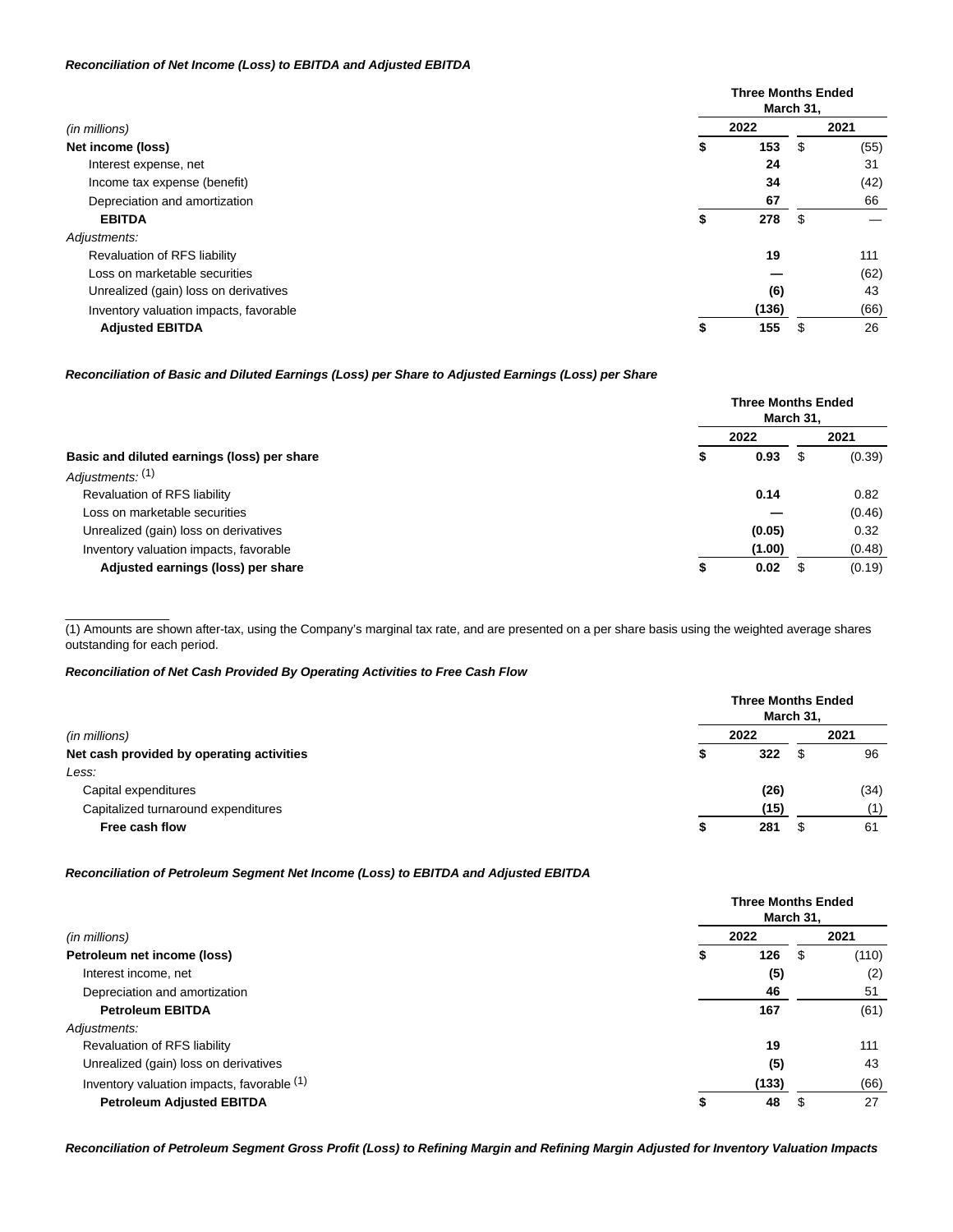***Reconciliation of Net Income (Loss) to EBITDA and Adjusted EBITDA***

| *(in millions)* | Three Months Ended March 31, 2022 | 2021 |
|---|---|---|
| **Net income (loss)** | **$ 153** | $ (55) |
| Interest expense, net | **24** | 31 |
| Income tax expense (benefit) | **34** | (42) |
| Depreciation and amortization | **67** | 66 |
| **EBITDA** | **$ 278** | $ — |
| *Adjustments:* | | |
| Revaluation of RFS liability | **19** | 111 |
| Loss on marketable securities | **—** | (62) |
| Unrealized (gain) loss on derivatives | **(6)** | 43 |
| Inventory valuation impacts, favorable | **(136)** | (66) |
| **Adjusted EBITDA** | **$ 155** | $ 26 |

***Reconciliation of Basic and Diluted Earnings (Loss) per Share to Adjusted Earnings (Loss) per Share***

| | Three Months Ended March 31, 2022 | 2021 |
|---|---|---|
| **Basic and diluted earnings (loss) per share** | **$ 0.93** | $ (0.39) |
| *Adjustments:* (1) | | |
| Revaluation of RFS liability | **0.14** | 0.82 |
| Loss on marketable securities | **—** | (0.46) |
| Unrealized (gain) loss on derivatives | **(0.05)** | 0.32 |
| Inventory valuation impacts, favorable | **(1.00)** | (0.48) |
| **Adjusted earnings (loss) per share** | **$ 0.02** | $ (0.19) |

(1) Amounts are shown after-tax, using the Company's marginal tax rate, and are presented on a per share basis using the weighted average shares outstanding for each period.

***Reconciliation of Net Cash Provided By Operating Activities to Free Cash Flow***

| *(in millions)* | Three Months Ended March 31, 2022 | 2021 |
|---|---|---|
| **Net cash provided by operating activities** | **$ 322** | $ 96 |
| *Less:* | | |
| Capital expenditures | **(26)** | (34) |
| Capitalized turnaround expenditures | **(15)** | (1) |
| **Free cash flow** | **$ 281** | $ 61 |

***Reconciliation of Petroleum Segment Net Income (Loss) to EBITDA and Adjusted EBITDA***

| *(in millions)* | Three Months Ended March 31, 2022 | 2021 |
|---|---|---|
| **Petroleum net income (loss)** | **$ 126** | $ (110) |
| Interest income, net | **(5)** | (2) |
| Depreciation and amortization | **46** | 51 |
| **Petroleum EBITDA** | **167** | (61) |
| *Adjustments:* | | |
| Revaluation of RFS liability | **19** | 111 |
| Unrealized (gain) loss on derivatives | **(5)** | 43 |
| Inventory valuation impacts, favorable (1) | **(133)** | (66) |
| **Petroleum Adjusted EBITDA** | **$ 48** | $ 27 |

***Reconciliation of Petroleum Segment Gross Profit (Loss) to Refining Margin and Refining Margin Adjusted for Inventory Valuation Impacts***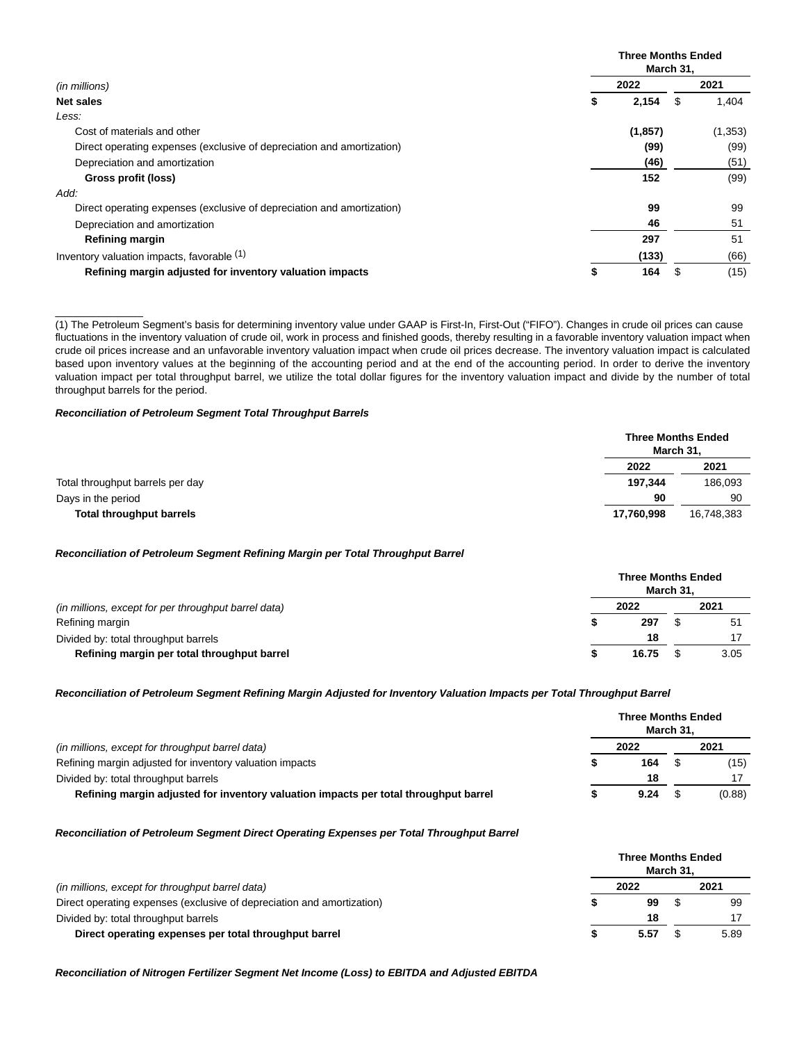| | Three Months Ended March 31, | |
|---|---|---|
| (in millions) | 2022 | 2021 |
| **Net sales** | **$ 2,154** | $ 1,404 |
| *Less:* | | |
| Cost of materials and other | **(1,857)** | (1,353) |
| Direct operating expenses (exclusive of depreciation and amortization) | **(99)** | (99) |
| Depreciation and amortization | **(46)** | (51) |
| **Gross profit (loss)** | **152** | (99) |
| *Add:* | | |
| Direct operating expenses (exclusive of depreciation and amortization) | **99** | 99 |
| Depreciation and amortization | **46** | 51 |
| **Refining margin** | **297** | 51 |
| Inventory valuation impacts, favorable (1) | **(133)** | (66) |
| **Refining margin adjusted for inventory valuation impacts** | **$ 164** | $ (15) |

(1) The Petroleum Segment's basis for determining inventory value under GAAP is First-In, First-Out ("FIFO"). Changes in crude oil prices can cause fluctuations in the inventory valuation of crude oil, work in process and finished goods, thereby resulting in a favorable inventory valuation impact when crude oil prices increase and an unfavorable inventory valuation impact when crude oil prices decrease. The inventory valuation impact is calculated based upon inventory values at the beginning of the accounting period and at the end of the accounting period. In order to derive the inventory valuation impact per total throughput barrel, we utilize the total dollar figures for the inventory valuation impact and divide by the number of total throughput barrels for the period.

***Reconciliation of Petroleum Segment Total Throughput Barrels***

| | Three Months Ended March 31, | |
|---|---|---|
| | 2022 | 2021 |
| Total throughput barrels per day | **197,344** | 186,093 |
| Days in the period | **90** | 90 |
| **Total throughput barrels** | **17,760,998** | 16,748,383 |

***Reconciliation of Petroleum Segment Refining Margin per Total Throughput Barrel***

| | Three Months Ended March 31, | |
|---|---|---|
| (in millions, except for per throughput barrel data) | 2022 | 2021 |
| Refining margin | **$ 297** | $ 51 |
| Divided by: total throughput barrels | **18** | 17 |
| **Refining margin per total throughput barrel** | **$ 16.75** | $ 3.05 |

***Reconciliation of Petroleum Segment Refining Margin Adjusted for Inventory Valuation Impacts per Total Throughput Barrel***

| | Three Months Ended March 31, | |
|---|---|---|
| (in millions, except for throughput barrel data) | 2022 | 2021 |
| Refining margin adjusted for inventory valuation impacts | **$ 164** | $ (15) |
| Divided by: total throughput barrels | **18** | 17 |
| **Refining margin adjusted for inventory valuation impacts per total throughput barrel** | **$ 9.24** | $ (0.88) |

***Reconciliation of Petroleum Segment Direct Operating Expenses per Total Throughput Barrel***

| | Three Months Ended March 31, | |
|---|---|---|
| (in millions, except for throughput barrel data) | 2022 | 2021 |
| Direct operating expenses (exclusive of depreciation and amortization) | **$ 99** | $ 99 |
| Divided by: total throughput barrels | **18** | 17 |
| **Direct operating expenses per total throughput barrel** | **$ 5.57** | $ 5.89 |

***Reconciliation of Nitrogen Fertilizer Segment Net Income (Loss) to EBITDA and Adjusted EBITDA***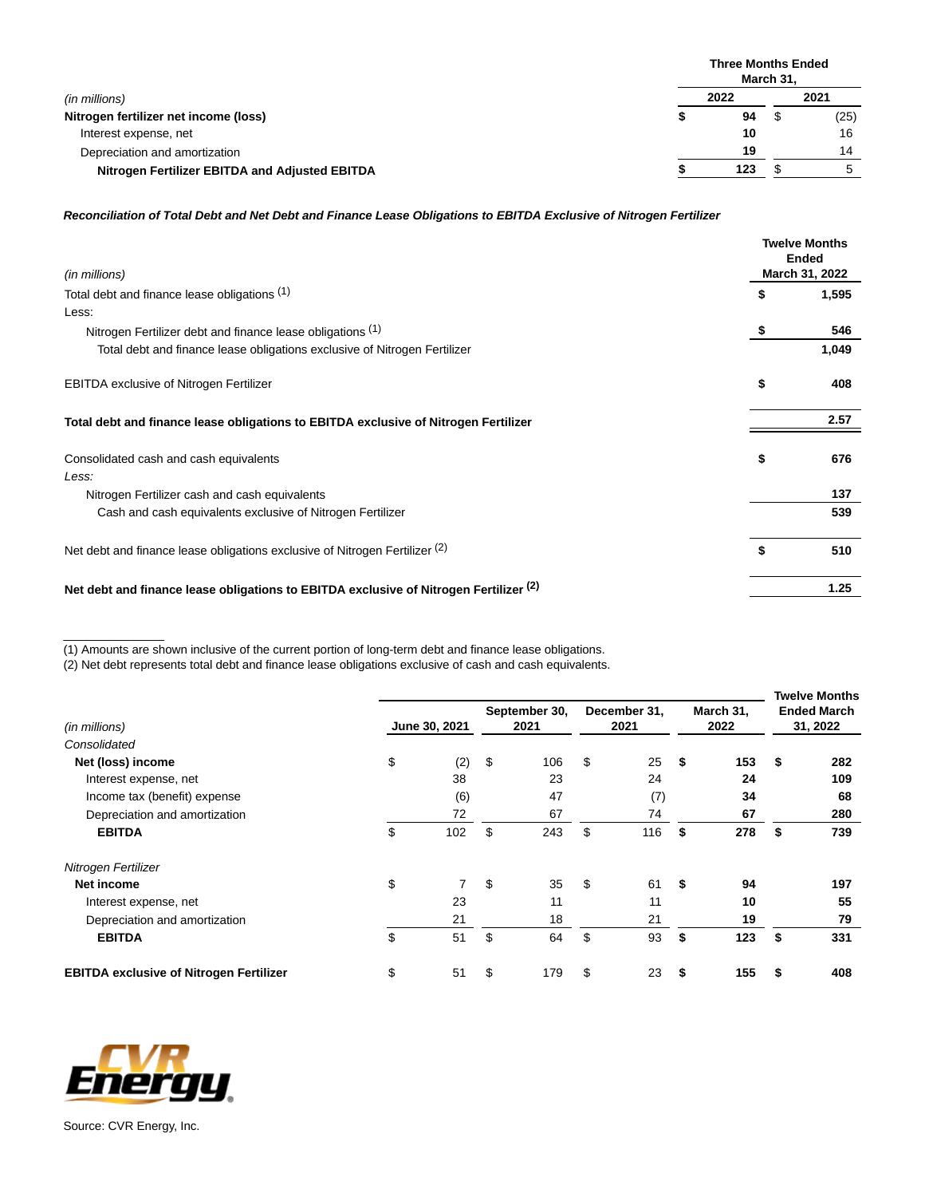| (in millions) | Three Months Ended March 31, 2022 | Three Months Ended March 31, 2021 |
|---|---|---|
| **Nitrogen fertilizer net income (loss)** | **$ 94** | $ (25) |
| Interest expense, net | **10** | 16 |
| Depreciation and amortization | **19** | 14 |
| **Nitrogen Fertilizer EBITDA and Adjusted EBITDA** | **$ 123** | $ 5 |

***Reconciliation of Total Debt and Net Debt and Finance Lease Obligations to EBITDA Exclusive of Nitrogen Fertilizer***

| (in millions) | Twelve Months Ended March 31, 2022 |
|---|---|
| Total debt and finance lease obligations [1] | **$ 1,595** |
| Less: | |
| Nitrogen Fertilizer debt and finance lease obligations [1] | **$ 546** |
| Total debt and finance lease obligations exclusive of Nitrogen Fertilizer | **1,049** |
| EBITDA exclusive of Nitrogen Fertilizer | **$ 408** |
| **Total debt and finance lease obligations to EBITDA exclusive of Nitrogen Fertilizer** | **2.57** |
| Consolidated cash and cash equivalents | **$ 676** |
| *Less:* | |
| Nitrogen Fertilizer cash and cash equivalents | **137** |
| Cash and cash equivalents exclusive of Nitrogen Fertilizer | **539** |
| Net debt and finance lease obligations exclusive of Nitrogen Fertilizer [2] | **$ 510** |
| **Net debt and finance lease obligations to EBITDA exclusive of Nitrogen Fertilizer [2]** | **1.25** |

(1) Amounts are shown inclusive of the current portion of long-term debt and finance lease obligations.
(2) Net debt represents total debt and finance lease obligations exclusive of cash and cash equivalents.

| (in millions) | June 30, 2021 | September 30, 2021 | December 31, 2021 | March 31, 2022 | Twelve Months Ended March 31, 2022 |
|---|---|---|---|---|---|
| *Consolidated* | | | | | |
| **Net (loss) income** | $ (2) | $ 106 | $ 25 | **$ 153** | **$ 282** |
| Interest expense, net | 38 | 23 | 24 | **24** | **109** |
| Income tax (benefit) expense | (6) | 47 | (7) | **34** | **68** |
| Depreciation and amortization | 72 | 67 | 74 | **67** | **280** |
| **EBITDA** | $ 102 | $ 243 | $ 116 | **$ 278** | **$ 739** |
| *Nitrogen Fertilizer* | | | | | |
| **Net income** | $ 7 | $ 35 | $ 61 | **$ 94** | **197** |
| Interest expense, net | 23 | 11 | 11 | **10** | **55** |
| Depreciation and amortization | 21 | 18 | 21 | **19** | **79** |
| **EBITDA** | $ 51 | $ 64 | $ 93 | **$ 123** | **$ 331** |
| **EBITDA exclusive of Nitrogen Fertilizer** | $ 51 | $ 179 | $ 23 | **$ 155** | **$ 408** |

Source: CVR Energy, Inc.